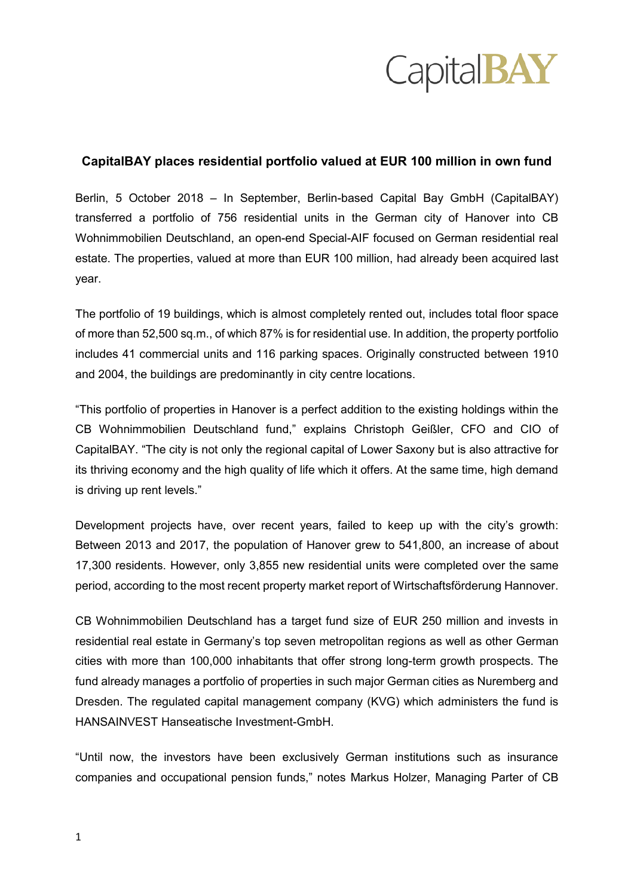CapitalBAY

**CapitalBAY places residential portfolio valued at EUR 100 million in own fund**

Berlin, 5 October 2018 – In September, Berlin-based Capital Bay GmbH (CapitalBAY) transferred a portfolio of 756 residential units in the German city of Hanover into CB Wohnimmobilien Deutschland, an open-end Special-AIF focused on German residential real estate. The properties, valued at more than EUR 100 million, had already been acquired last year.

The portfolio of 19 buildings, which is almost completely rented out, includes total floor space of more than 52,500 sq.m., of which 87% is for residential use. In addition, the property portfolio includes 41 commercial units and 116 parking spaces. Originally constructed between 1910 and 2004, the buildings are predominantly in city centre locations.

"This portfolio of properties in Hanover is a perfect addition to the existing holdings within the CB Wohnimmobilien Deutschland fund," explains Christoph Geißler, CFO and CIO of CapitalBAY. "The city is not only the regional capital of Lower Saxony but is also attractive for its thriving economy and the high quality of life which it offers. At the same time, high demand is driving up rent levels."

Development projects have, over recent years, failed to keep up with the city's growth: Between 2013 and 2017, the population of Hanover grew to 541,800, an increase of about 17,300 residents. However, only 3,855 new residential units were completed over the same period, according to the most recent property market report of Wirtschaftsförderung Hannover.

CB Wohnimmobilien Deutschland has a target fund size of EUR 250 million and invests in residential real estate in Germany's top seven metropolitan regions as well as other German cities with more than 100,000 inhabitants that offer strong long-term growth prospects. The fund already manages a portfolio of properties in such major German cities as Nuremberg and Dresden. The regulated capital management company (KVG) which administers the fund is HANSAINVEST Hanseatische Investment-GmbH.

"Until now, the investors have been exclusively German institutions such as insurance companies and occupational pension funds," notes Markus Holzer, Managing Parter of CB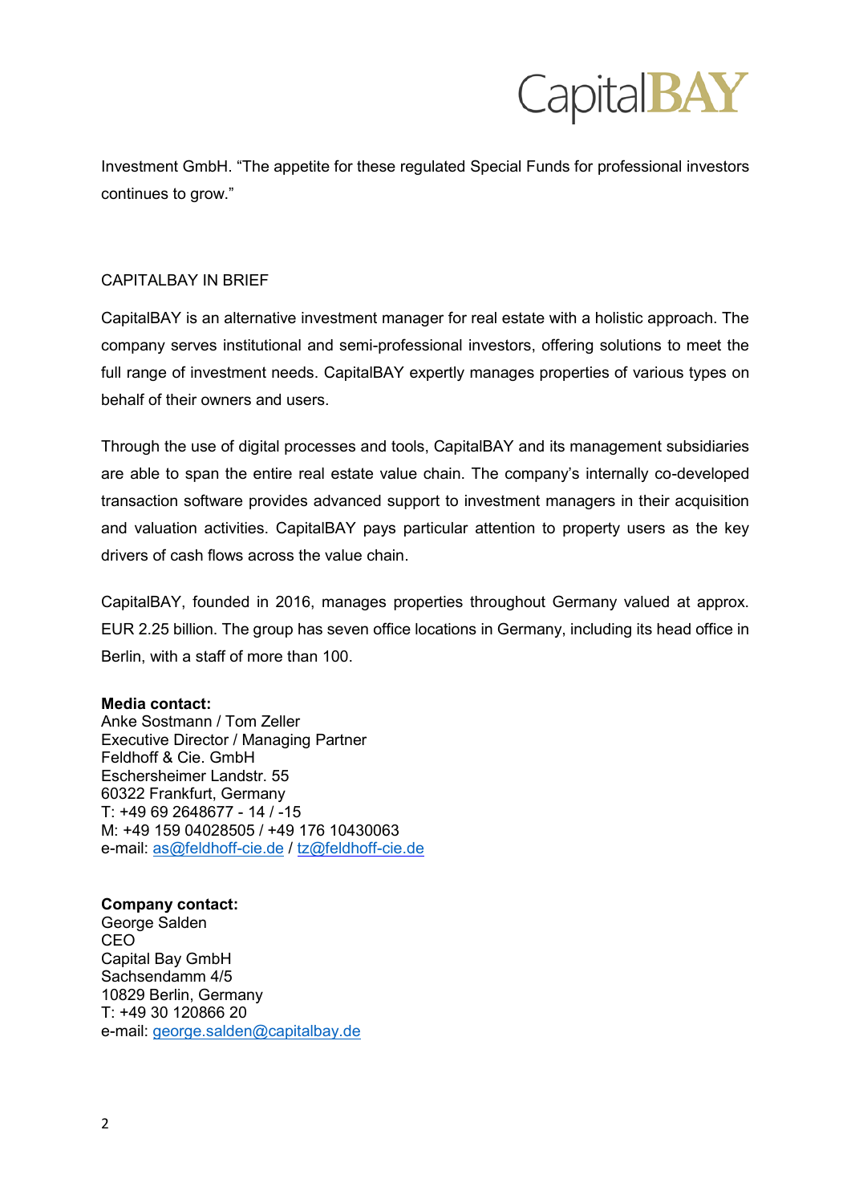Investment GmbH. “The appetite for these regulated Special Funds for professional investors continues to grow.”

## CAPITALBAY IN BRIEF

CapitalBAY is an alternative investment manager for real estate with a holistic approach. The company serves institutional and semi-professional investors, offering solutions to meet the full range of investment needs. CapitalBAY expertly manages properties of various types on behalf of their owners and users.

Through the use of digital processes and tools, CapitalBAY and its management subsidiaries are able to span the entire real estate value chain. The company’s internally co-developed transaction software provides advanced support to investment managers in their acquisition and valuation activities. CapitalBAY pays particular attention to property users as the key drivers of cash flows across the value chain.

CapitalBAY, founded in 2016, manages properties throughout Germany valued at approx. EUR 2.25 billion. The group has seven office locations in Germany, including its head office in Berlin, with a staff of more than 100.

**Media contact:**
Anke Sostmann / Tom Zeller
Executive Director / Managing Partner
Feldhoff & Cie. GmbH
Eschersheimer Landstr. 55
60322 Frankfurt, Germany
T: +49 69 2648677 - 14 / -15
M: +49 159 04028505 / +49 176 10430063
e-mail: as@feldhoff-cie.de / tz@feldhoff-cie.de

**Company contact:**
George Salden
CEO
Capital Bay GmbH
Sachsendamm 4/5
10829 Berlin, Germany
T: +49 30 120866 20
e-mail: george.salden@capitalbay.de